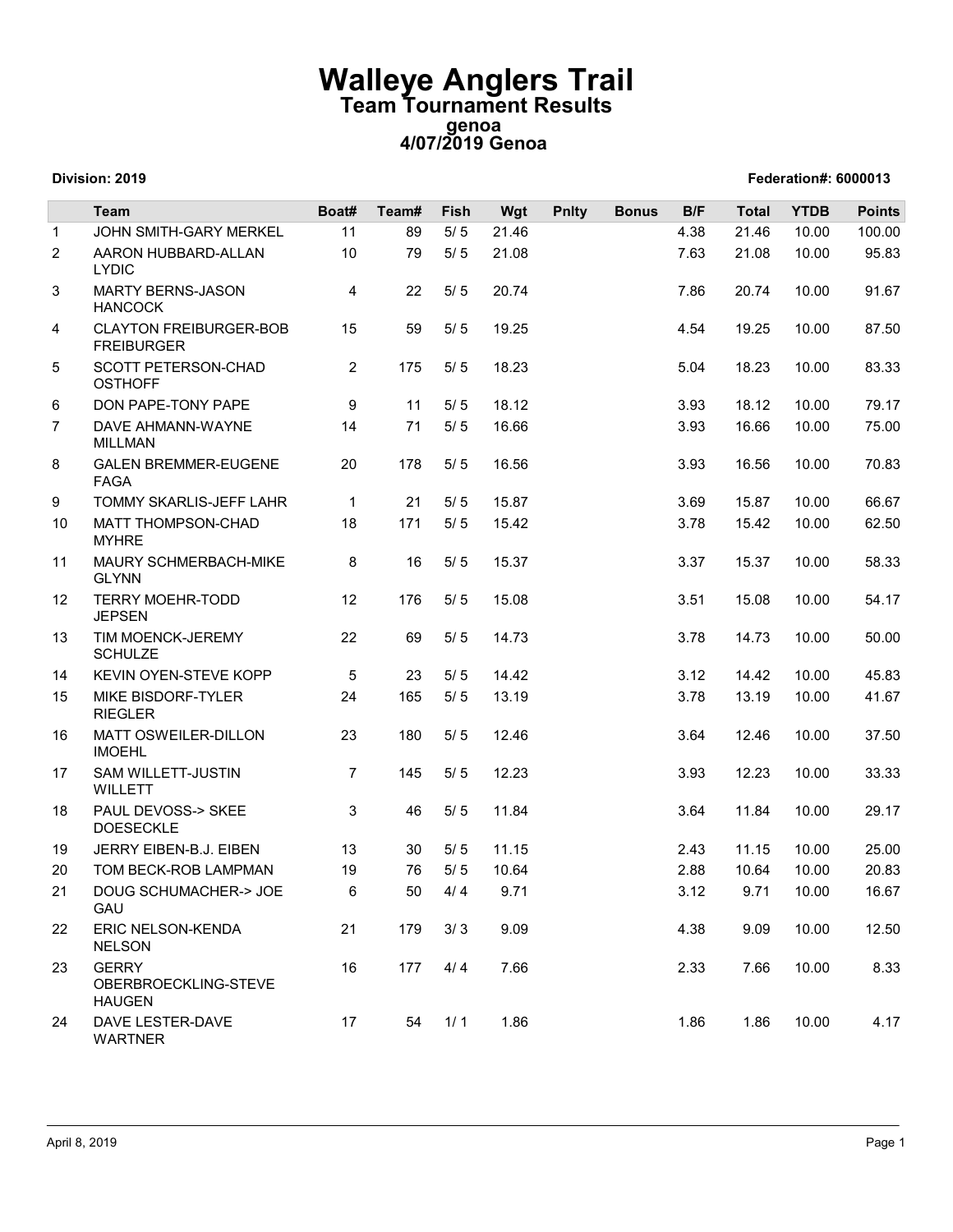# Walleye Anglers Trail

## Team Tournament Results

### genoa

### 4/07/2019 Genoa

**Division: 2019** **Federation#: 6000013**

| | Team | Boat# | Team# | Fish | Wgt | Pnlty | Bonus | B/F | Total | YTDB | Points |
|---|---|---|---|---|---|---|---|---|---|---|---|
| 1 | JOHN SMITH-GARY MERKEL | 11 | 89 | 5/ 5 | 21.46 | | | 4.38 | 21.46 | 10.00 | 100.00 |
| 2 | AARON HUBBARD-ALLAN LYDIC | 10 | 79 | 5/ 5 | 21.08 | | | 7.63 | 21.08 | 10.00 | 95.83 |
| 3 | MARTY BERNS-JASON HANCOCK | 4 | 22 | 5/ 5 | 20.74 | | | 7.86 | 20.74 | 10.00 | 91.67 |
| 4 | CLAYTON FREIBURGER-BOB FREIBURGER | 15 | 59 | 5/ 5 | 19.25 | | | 4.54 | 19.25 | 10.00 | 87.50 |
| 5 | SCOTT PETERSON-CHAD OSTHOFF | 2 | 175 | 5/ 5 | 18.23 | | | 5.04 | 18.23 | 10.00 | 83.33 |
| 6 | DON PAPE-TONY PAPE | 9 | 11 | 5/ 5 | 18.12 | | | 3.93 | 18.12 | 10.00 | 79.17 |
| 7 | DAVE AHMANN-WAYNE MILLMAN | 14 | 71 | 5/ 5 | 16.66 | | | 3.93 | 16.66 | 10.00 | 75.00 |
| 8 | GALEN BREMMER-EUGENE FAGA | 20 | 178 | 5/ 5 | 16.56 | | | 3.93 | 16.56 | 10.00 | 70.83 |
| 9 | TOMMY SKARLIS-JEFF LAHR | 1 | 21 | 5/ 5 | 15.87 | | | 3.69 | 15.87 | 10.00 | 66.67 |
| 10 | MATT THOMPSON-CHAD MYHRE | 18 | 171 | 5/ 5 | 15.42 | | | 3.78 | 15.42 | 10.00 | 62.50 |
| 11 | MAURY SCHMERBACH-MIKE GLYNN | 8 | 16 | 5/ 5 | 15.37 | | | 3.37 | 15.37 | 10.00 | 58.33 |
| 12 | TERRY MOEHR-TODD JEPSEN | 12 | 176 | 5/ 5 | 15.08 | | | 3.51 | 15.08 | 10.00 | 54.17 |
| 13 | TIM MOENCK-JEREMY SCHULZE | 22 | 69 | 5/ 5 | 14.73 | | | 3.78 | 14.73 | 10.00 | 50.00 |
| 14 | KEVIN OYEN-STEVE KOPP | 5 | 23 | 5/ 5 | 14.42 | | | 3.12 | 14.42 | 10.00 | 45.83 |
| 15 | MIKE BISDORF-TYLER RIEGLER | 24 | 165 | 5/ 5 | 13.19 | | | 3.78 | 13.19 | 10.00 | 41.67 |
| 16 | MATT OSWEILER-DILLON IMOEHL | 23 | 180 | 5/ 5 | 12.46 | | | 3.64 | 12.46 | 10.00 | 37.50 |
| 17 | SAM WILLETT-JUSTIN WILLETT | 7 | 145 | 5/ 5 | 12.23 | | | 3.93 | 12.23 | 10.00 | 33.33 |
| 18 | PAUL DEVOSS-> SKEE DOESECKLE | 3 | 46 | 5/ 5 | 11.84 | | | 3.64 | 11.84 | 10.00 | 29.17 |
| 19 | JERRY EIBEN-B.J. EIBEN | 13 | 30 | 5/ 5 | 11.15 | | | 2.43 | 11.15 | 10.00 | 25.00 |
| 20 | TOM BECK-ROB LAMPMAN | 19 | 76 | 5/ 5 | 10.64 | | | 2.88 | 10.64 | 10.00 | 20.83 |
| 21 | DOUG SCHUMACHER-> JOE GAU | 6 | 50 | 4/ 4 | 9.71 | | | 3.12 | 9.71 | 10.00 | 16.67 |
| 22 | ERIC NELSON-KENDA NELSON | 21 | 179 | 3/ 3 | 9.09 | | | 4.38 | 9.09 | 10.00 | 12.50 |
| 23 | GERRY OBERBROECKLING-STEVE HAUGEN | 16 | 177 | 4/ 4 | 7.66 | | | 2.33 | 7.66 | 10.00 | 8.33 |
| 24 | DAVE LESTER-DAVE WARTNER | 17 | 54 | 1/ 1 | 1.86 | | | 1.86 | 1.86 | 10.00 | 4.17 |

April 8, 2019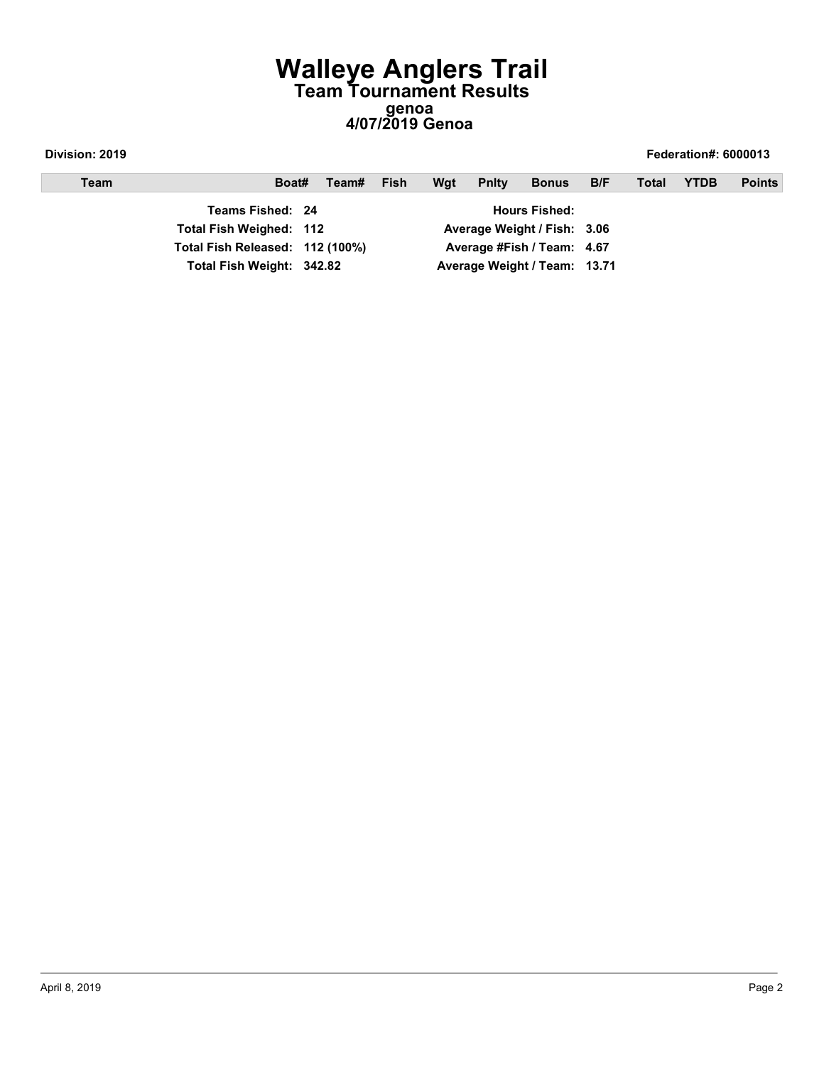# Walleye Anglers Trail

## Team Tournament Results

### genoa

### 4/07/2019 Genoa

**Division: 2019** **Federation#: 6000013**

| Team | Boat# | Team# | Fish | Wgt | Pnlty | Bonus | B/F | Total | YTDB | Points |
|---|---|---|---|---|---|---|---|---|---|---|

**Teams Fished:** 24
**Total Fish Weighed:** 112
**Total Fish Released:** 112 (100%)
**Total Fish Weight:** 342.82

**Hours Fished:**
**Average Weight / Fish:** 3.06
**Average #Fish / Team:** 4.67
**Average Weight / Team:** 13.71